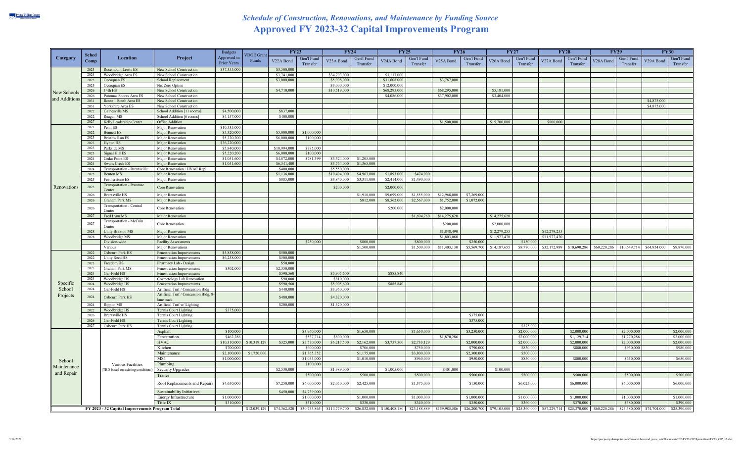# *Schedule of Construction, Renovations, and Maintenance by Funding Source*
# Approved FY 2023-32 Capital Improvements Program

| Category | Sched Comp | Location | Project | Budgets Approved in Prior Years | VDOE Grant Funds | FY23 | | FY24 | | FY25 | | FY26 | | FY27 | | FY28 | | FY29 | | FY30 | |
|---|---|---|---|---|---|---|---|---|---|---|---|---|---|---|---|---|---|---|---|---|---|
| | | | | | | V22A Bond | Gen'l Fund Transfer | V23A Bond | Gen'l Fund Transfer | V24A Bond | Gen'l Fund Transfer | V25A Bond | Gen'l Fund Transfer | V26A Bond | Gen'l Fund Transfer | V27A Bond | Gen'l Fund Transfer | V28A Bond | Gen'l Fund Transfer | V29A Bond | Gen'l Fund Transfer |
| New Schools and Additions | 2023 | Rosemount Lewis ES | New School Construction | $37,355,000 | | $3,500,000 | | | | | | | | | | | | | | | |
| | 2024 | Woodbridge Area ES | New School Construction | | | $3,741,000 | | $34,703,000 | | $3,117,000 | | | | | | | | | | | |
| | 2025 | Occoquan ES | School Replacement | | | $3,000,000 | | $5,908,000 | | $31,608,000 | | $3,767,000 | | | | | | | | | |
| | 2025 | Occoquan ES | Net Zero Option | | | | | $3,000,000 | | $12,000,000 | | | | | | | | | | | |
| | 2026 | 14th HS | New School Construction | | | $4,710,000 | | $10,519,000 | | $68,295,000 | | $68,295,000 | | $5,181,000 | | | | | | | |
| | 2026 | Potomac Shores Area ES | New School Construction | | | | | | | $4,086,000 | | $37,902,000 | | $3,404,000 | | | | | | | |
| | 2031 | Route 1 South Area ES | New School Construction | | | | | | | | | | | | | | | | | $4,875,000 | |
| | 2031 | Yorkshire Area ES | New School Construction | | | | | | | | | | | | | | | | | $4,875,000 | |
| | 2022 | Gainesville MS | School Addition [11 rooms] | $4,500,000 | | $837,000 | | | | | | | | | | | | | | | |
| | 2022 | Reagan MS | School Addition [6 rooms] | $4,157,000 | | $400,000 | | | | | | | | | | | | | | | |
| | 2027 | Kelly Leadership Center | Office Addition | | | | | | | | | $1,500,000 | | $15,700,000 | | $800,000 | | | | | |
| Renovations | 2021 | Penn ES | Major Renovation | $10,535,000 | | | | | | | | | | | | | | | | | |
| | 2022 | Bennett ES | Major Renovation | $5,320,000 | | $5,000,000 | $1,000,000 | | | | | | | | | | | | | | |
| | 2022 | Bristow Run ES | Major Renovation | $5,220,200 | | $6,000,000 | $100,000 | | | | | | | | | | | | | | |
| | 2023 | Hylton HS | Major Renovation | $36,220,000 | | | | | | | | | | | | | | | | | |
| | 2023 | Parkside MS | Major Renovation | $5,840,000 | | $10,994,000 | $785,000 | | | | | | | | | | | | | | |
| | 2023 | Signal Hill ES | Major Renovation | $5,220,200 | | $6,000,000 | $100,000 | | | | | | | | | | | | | | |
| | 2024 | Cedar Point ES | Major Renovation | $1,051,600 | | $4,872,000 | $781,399 | $3,324,000 | $1,205,000 | | | | | | | | | | | | |
| | 2024 | Swans Creek ES | Major Renovation | $1,051,600 | | $6,541,400 | | $3,764,000 | $1,365,000 | | | | | | | | | | | | |
| | 2024 | Transportation - Brentsville | Core Renovation / HVAC Repl | | | $400,000 | | $5,550,000 | | | | | | | | | | | | | |
| | 2025 | Benton MS | Major Renovation | | | $1,136,000 | | $10,494,000 | $4,963,000 | $1,893,000 | $474,000 | | | | | | | | | | |
| | 2025 | Featherstone ES | Major Renovation | | | $885,000 | | $3,840,000 | $3,311,000 | $2,414,000 | $1,490,000 | | | | | | | | | | |
| | 2025 | Transportation - Potomac Center | Core Renovation | | | | | $200,000 | | $2,000,000 | | | | | | | | | | | |
| | 2026 | Brentsville HS | Major Renovation | | | | | | $1,918,000 | $9,699,000 | $1,555,000 | $12,968,000 | $7,269,000 | | | | | | | | |
| | 2026 | Graham Park MS | Major Renovation | | | | | | $812,000 | $8,562,000 | $2,567,000 | $1,752,000 | $1,072,000 | | | | | | | | |
| | 2026 | Transportation - Central Center | Core Renovation | | | | | | | $200,000 | | $2,000,000 | | | | | | | | | |
| | 2027 | Fred Lynn MS | Major Renovation | | | | | | | | $1,694,760 | $14,275,620 | | $14,275,620 | | | | | | | |
| | 2027 | Transportation - McCuin Center | Core Renovation | | | | | | | | | $200,000 | | $2,000,000 | | | | | | | |
| | 2028 | Unity Braxton MS | Major Renovation | | | | | | | | | $1,848,490 | | $12,279,255 | | $12,279,255 | | | | | |
| | 2028 | Woodbridge MS | Major Renovation | | | | | | | | | $1,803,060 | | $11,977,470 | | $11,977,470 | | | | | |
| | | Division-wide | Facility Assessments | | | | $250,000 | | $800,000 | | $800,000 | | $250,000 | | $150,000 | | | | | | |
| | | Various | Major Renovations | | | | | | $1,500,000 | | $1,500,000 | $11,403,130 | $5,569,700 | $14,187,655 | $8,770,000 | $32,172,989 | $10,690,286 | $60,220,286 | $10,649,714 | $64,954,000 | $9,870,000 |
| Specific School Projects | 2022 | Osbourn Park HS | Fenestration Improvements | $5,858,000 | | $500,000 | | | | | | | | | | | | | | | |
| | 2022 | Unity Reed HS | Fenestration Improvements | $6,258,000 | | $500,000 | | | | | | | | | | | | | | | |
| | 2023 | Freedom HS | Pharmacy Lab - Design | | | $50,000 | | | | | | | | | | | | | | | |
| | 2023 | Graham Park MS | Fenestration Improvements | $302,000 | | $2,350,000 | | | | | | | | | | | | | | | |
| | 2024 | Gar-Field HS | Fenestration Improvements | | | $590,560 | | $5,905,600 | | $885,840 | | | | | | | | | | | |
| | 2024 | Woodbridge HS | Cosmetology Lab Renovation | | | $90,000 | | $810,000 | | | | | | | | | | | | | |
| | 2024 | Woodbridge HS | Fenestration Improvements | | | $590,560 | | $5,905,600 | | $885,840 | | | | | | | | | | | |
| | 2024 | Gar-Field HS | Artificial Turf / Concession Bldg | | | $440,000 | | $3,960,000 | | | | | | | | | | | | | |
| | 2024 | Osbourn Park HS | Artificial Turf / Concession Bldg, 8-lane track | | | $480,000 | | $4,320,000 | | | | | | | | | | | | | |
| | 2024 | Rippon MS | Artificial Turf w/ Lighting | | | $200,000 | | $1,520,000 | | | | | | | | | | | | | |
| | 2022 | Woodbridge HS | Tennis Court Lighting | $375,000 | | | | | | | | | | | | | | | | | |
| | 2026 | Brentsville HS | Tennis Court Lighting | | | | | | | | | | $375,000 | | | | | | | | |
| | 2026 | Gar-Field HS | Tennis Court Lighting | | | | | | | | | | $375,000 | | | | | | | | |
| | 2027 | Osbourn Park HS | Tennis Court Lighting | | | | | | | | | | | | $375,000 | | | | | | |
| School Maintenance and Repair | | Various Facilities (TBD based on existing conditions) | Asphalt | $100,000 | | | $3,960,000 | | $1,650,000 | | $1,650,000 | | $3,250,000 | | $2,000,000 | | $2,000,000 | | $2,000,000 | | $2,000,000 |
| | | | Fenestration | $462,286 | | | $537,714 | $800,000 | | | | $1,870,286 | | | $2,000,000 | | $1,129,714 | | $1,270,286 | | $2,000,000 |
| | | | HVAC | $10,310,000 | $10,319,129 | $325,000 | $7,570,000 | $6,217,500 | $2,162,000 | $3,757,500 | $2,733,129 | | $2,000,000 | | $2,000,000 | | $2,000,000 | | $2,000,000 | | $2,000,000 |
| | | | Kitchen | $700,000 | | | $600,000 | | $706,000 | | $750,000 | | $790,000 | | $830,000 | | $880,000 | | $930,000 | | $980,000 |
| | | | Maintenance | $2,100,000 | $1,720,000 | | $1,365,752 | | $1,175,000 | | $3,800,000 | | $2,300,000 | | $500,000 | | | | | | |
| | | | MS4 | $1,000,000 | | | $1,055,000 | | $1,010,000 | | $960,000 | | $950,000 | | $850,000 | | $800,000 | | $650,000 | | $650,000 |
| | | | Plumbing | | | | $100,000 | | | | | | | | | | | | | | |
| | | | Security Upgrades | | | $2,530,000 | | $1,989,000 | | $1,005,000 | | $401,000 | | $100,000 | | | | | | | |
| | | | Trailer | | | | $500,000 | | $500,000 | | $500,000 | | $500,000 | | $500,000 | | $500,000 | | $500,000 | | $500,000 |
| | | | Roof Replacements and Repairs | $4,650,000 | | $7,250,000 | $6,000,000 | $2,050,000 | $2,425,000 | | $1,375,000 | | $150,000 | | $6,025,000 | | $6,000,000 | | $6,000,000 | | $6,000,000 |
| | | | Sustainability Initiatives | | | $450,000 | $4,739,000 | | | | | | | | | | | | | | |
| | | | Energy Infrastructure | $1,000,000 | | | $1,000,000 | | $1,000,000 | | $1,000,000 | | $1,000,000 | | $1,000,000 | | $1,000,000 | | $1,000,000 | | $1,000,000 |
| | | | Title IX | $310,000 | | | $310,000 | | $330,000 | | $340,000 | | $350,000 | | $360,000 | | $370,000 | | $380,000 | | $390,000 |
| **FY 2023 - 32 Capital Improvements Program Total** | | | | | $12,039,129 | $74,362,520 | $30,753,865 | $114,779,700 | $26,832,000 | $150,408,180 | $23,188,889 | $159,985,586 | $26,200,700 | $79,105,000 | $25,360,000 | $57,229,714 | $25,370,000 | $60,220,286 | $25,380,000 | $74,704,000 | $25,390,000 |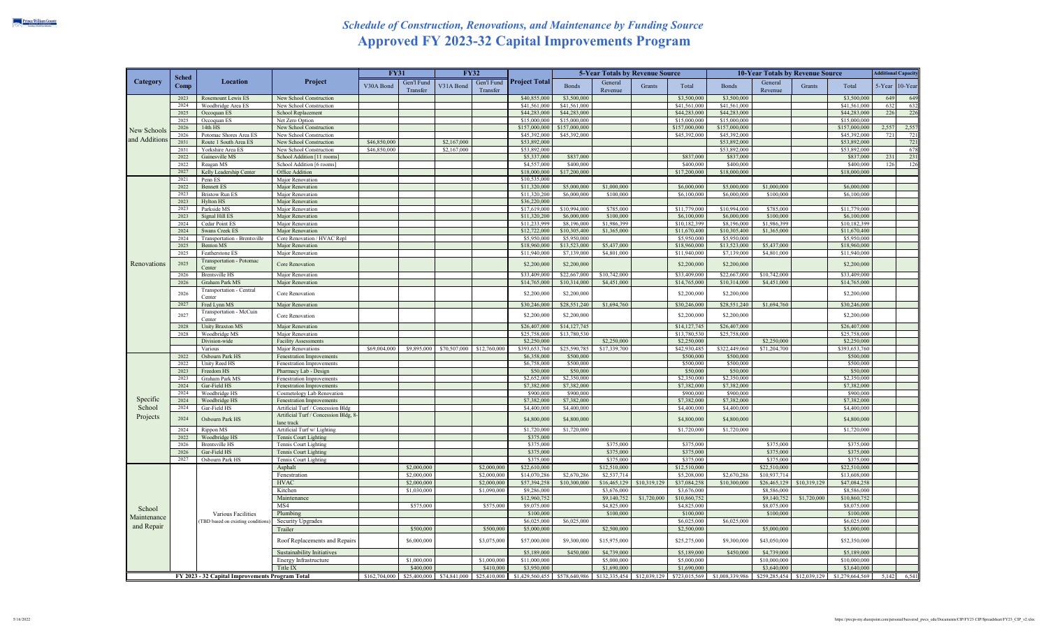## *Schedule of Construction, Renovations, and Maintenance by Funding Source*

# Approved FY 2023-32 Capital Improvements Program

| Category | Sched Comp | Location | Project | FY31 | | FY32 | | Project Total | 5-Year Totals by Revenue Source | | | | 10-Year Totals by Revenue Source | | | | Additional Capacity | |
|---|---|---|---|---|---|---|---|---|---|---|---|---|---|---|---|---|---|---|
| | | | | V30A Bond | Gen'l Fund Transfer | V31A Bond | Gen'l Fund Transfer | | Bonds | General Revenue | Grants | Total | Bonds | General Revenue | Grants | Total | 5-Year | 10-Year |
| New Schools and Additions | 2023 | Rosemount Lewis ES | New School Construction | | | | | $40,855,000 | $3,500,000 | | | $3,500,000 | $3,500,000 | | | $3,500,000 | 649 | 649 |
| | 2024 | Woodbridge Area ES | New School Construction | | | | | $41,561,000 | $41,561,000 | | | $41,561,000 | $41,561,000 | | | $41,561,000 | 632 | 632 |
| | 2025 | Occoquan ES | School Replacement | | | | | $44,283,000 | $44,283,000 | | | $44,283,000 | $44,283,000 | | | $44,283,000 | 226 | 226 |
| | 2025 | Occoquan ES | Net Zero Option | | | | | $15,000,000 | $15,000,000 | | | $15,000,000 | $15,000,000 | | | $15,000,000 | | |
| | 2026 | 14th HS | New School Construction | | | | | $157,000,000 | $157,000,000 | | | $157,000,000 | $157,000,000 | | | $157,000,000 | 2,557 | 2,557 |
| | 2026 | Potomac Shores Area ES | New School Construction | | | | | $45,392,000 | $45,392,000 | | | $45,392,000 | $45,392,000 | | | $45,392,000 | 721 | 721 |
| | 2031 | Route 1 South Area ES | New School Construction | $46,850,000 | | $2,167,000 | | $53,892,000 | | | | | $53,892,000 | | | $53,892,000 | | 721 |
| | 2031 | Yorkshire Area ES | New School Construction | $46,850,000 | | $2,167,000 | | $53,892,000 | | | | | $53,892,000 | | | $53,892,000 | | 678 |
| | 2022 | Gainesville MS | School Addition [11 rooms] | | | | | $5,337,000 | $837,000 | | | $837,000 | $837,000 | | | $837,000 | 231 | 231 |
| | 2022 | Reagan MS | School Addition [6 rooms] | | | | | $4,557,000 | $400,000 | | | $400,000 | $400,000 | | | $400,000 | 126 | 126 |
| | 2027 | Kelly Leadership Center | Office Addition | | | | | $18,000,000 | $17,200,000 | | | $17,200,000 | $18,000,000 | | | $18,000,000 | | |
| Renovations | 2021 | Penn ES | Major Renovation | | | | | $10,535,000 | | | | | | | | | | |
| | 2022 | Bennett ES | Major Renovation | | | | | $11,320,000 | $5,000,000 | $1,000,000 | | $6,000,000 | $5,000,000 | $1,000,000 | | $6,000,000 | | |
| | 2023 | Bristow Run ES | Major Renovation | | | | | $11,320,000 | $6,000,000 | $100,000 | | $6,100,000 | $6,000,000 | $100,000 | | $6,100,000 | | |
| | 2023 | Hylton HS | Major Renovation | | | | | $36,220,000 | | | | | | | | | | |
| | 2023 | Parkside MS | Major Renovation | | | | | $17,619,000 | $10,994,000 | $785,000 | | $11,779,000 | $10,994,000 | $785,000 | | $11,779,000 | | |
| | 2023 | Signal Hill ES | Major Renovation | | | | | $11,320,000 | $6,000,000 | $100,000 | | $6,100,000 | $6,000,000 | $100,000 | | $6,100,000 | | |
| | 2024 | Cedar Point ES | Major Renovation | | | | | $11,233,999 | $8,196,000 | $1,986,399 | | $10,182,399 | $8,196,000 | $1,986,399 | | $10,182,399 | | |
| | 2024 | Swans Creek ES | Major Renovation | | | | | $12,722,000 | $10,305,400 | $1,365,000 | | $11,670,400 | $10,305,400 | $1,365,000 | | $11,670,400 | | |
| | 2024 | Transportation - Brentsville | Core Renovation / HVAC Repl | | | | | $5,950,000 | $5,950,000 | | | $5,950,000 | $5,950,000 | | | $5,950,000 | | |
| | 2025 | Benton MS | Major Renovation | | | | | $18,960,000 | $13,523,000 | $5,437,000 | | $18,960,000 | $13,523,000 | $5,437,000 | | $18,960,000 | | |
| | 2025 | Featherstone ES | Major Renovation | | | | | $11,940,000 | $7,139,000 | $4,801,000 | | $11,940,000 | $7,139,000 | $4,801,000 | | $11,940,000 | | |
| | 2025 | Transportation - Potomac Center | Core Renovation | | | | | $2,200,000 | $2,200,000 | | | $2,200,000 | $2,200,000 | | | $2,200,000 | | |
| | 2026 | Brentsville HS | Major Renovation | | | | | $33,409,000 | $22,667,000 | $10,742,000 | | $33,409,000 | $22,667,000 | $10,742,000 | | $33,409,000 | | |
| | 2026 | Graham Park MS | Major Renovation | | | | | $14,765,000 | $10,314,000 | $4,451,000 | | $14,765,000 | $10,314,000 | $4,451,000 | | $14,765,000 | | |
| | 2026 | Transportation - Central Center | Core Renovation | | | | | $2,200,000 | $2,200,000 | | | $2,200,000 | $2,200,000 | | | $2,200,000 | | |
| | 2027 | Fred Lynn MS | Major Renovation | | | | | $30,246,000 | $28,551,240 | $1,694,760 | | $30,246,000 | $28,551,240 | $1,694,760 | | $30,246,000 | | |
| | 2027 | Transportation - McCuin Center | Core Renovation | | | | | $2,200,000 | $2,200,000 | | | $2,200,000 | $2,200,000 | | | $2,200,000 | | |
| | 2028 | Unity Braxton MS | Major Renovation | | | | | $26,407,000 | $14,127,745 | | | $14,127,745 | $26,407,000 | | | $26,407,000 | | |
| | 2028 | Woodbridge MS | Major Renovation | | | | | $25,758,000 | $13,780,530 | | | $13,780,530 | $25,758,000 | | | $25,758,000 | | |
| | | Division-wide | Facility Assessments | | | | | $2,250,000 | | $2,250,000 | | $2,250,000 | | $2,250,000 | | $2,250,000 | | |
| | | Various | Major Renovations | $69,004,000 | $9,895,000 | $70,507,000 | $12,760,000 | $393,653,760 | $25,590,785 | $17,339,700 | | $42,930,485 | $322,449,060 | $71,204,700 | | $393,653,760 | | |
| Specific School Projects | 2022 | Osbourn Park HS | Fenestration Improvements | | | | | $6,358,000 | $500,000 | | | $500,000 | $500,000 | | | $500,000 | | |
| | 2022 | Unity Reed HS | Fenestration Improvements | | | | | $6,758,000 | $500,000 | | | $500,000 | $500,000 | | | $500,000 | | |
| | 2023 | Freedom HS | Pharmacy Lab - Design | | | | | $50,000 | $50,000 | | | $50,000 | $50,000 | | | $50,000 | | |
| | 2023 | Graham Park MS | Fenestration Improvements | | | | | $2,652,000 | $2,350,000 | | | $2,350,000 | $2,350,000 | | | $2,350,000 | | |
| | 2024 | Gar-Field HS | Fenestration Improvements | | | | | $7,382,000 | $7,382,000 | | | $7,382,000 | $7,382,000 | | | $7,382,000 | | |
| | 2024 | Woodbridge HS | Cosmetology Lab Renovation | | | | | $900,000 | $900,000 | | | $900,000 | $900,000 | | | $900,000 | | |
| | 2024 | Woodbridge HS | Fenestration Improvements | | | | | $7,382,000 | $7,382,000 | | | $7,382,000 | $7,382,000 | | | $7,382,000 | | |
| | 2024 | Gar-Field HS | Artificial Turf / Concession Bldg | | | | | $4,400,000 | $4,400,000 | | | $4,400,000 | $4,400,000 | | | $4,400,000 | | |
| | 2024 | Osbourn Park HS | Artificial Turf / Concession Bldg, 8-lane track | | | | | $4,800,000 | $4,800,000 | | | $4,800,000 | $4,800,000 | | | $4,800,000 | | |
| | 2024 | Rippon MS | Artificial Turf w/ Lighting | | | | | $1,720,000 | $1,720,000 | | | $1,720,000 | $1,720,000 | | | $1,720,000 | | |
| | 2022 | Woodbridge HS | Tennis Court Lighting | | | | | $375,000 | | | | | | | | | | |
| | 2026 | Brentsville HS | Tennis Court Lighting | | | | | $375,000 | | $375,000 | | $375,000 | | $375,000 | | $375,000 | | |
| | 2026 | Gar-Field HS | Tennis Court Lighting | | | | | $375,000 | | $375,000 | | $375,000 | | $375,000 | | $375,000 | | |
| | 2027 | Osbourn Park HS | Tennis Court Lighting | | | | | $375,000 | | $375,000 | | $375,000 | | $375,000 | | $375,000 | | |
| School Maintenance and Repair | | Various Facilities (TBD based on existing conditions) | Asphalt | | $2,000,000 | | $2,000,000 | $22,610,000 | | $12,510,000 | | $12,510,000 | | $22,510,000 | | $22,510,000 | | |
| | | | Fenestration | | $2,000,000 | | $2,000,000 | $14,070,286 | $2,670,286 | $2,537,714 | | $5,208,000 | $2,670,286 | $10,937,714 | | $13,608,000 | | |
| | | | HVAC | | $2,000,000 | | $2,000,000 | $57,394,258 | $10,300,000 | $16,465,129 | $10,319,129 | $37,084,258 | $10,300,000 | $26,465,129 | $10,319,129 | $47,084,258 | | |
| | | | Kitchen | | $1,030,000 | | $1,090,000 | $9,286,000 | | $3,676,000 | | $3,676,000 | | $8,586,000 | | $8,586,000 | | |
| | | | Maintenance | | | | | $12,960,752 | | $9,140,752 | $1,720,000 | $10,860,752 | | $9,140,752 | $1,720,000 | $10,860,752 | | |
| | | | MS4 | | $575,000 | | $575,000 | $9,075,000 | | $4,825,000 | | $4,825,000 | | $8,075,000 | | $8,075,000 | | |
| | | | Plumbing | | | | | $100,000 | | $100,000 | | $100,000 | | $100,000 | | $100,000 | | |
| | | | Security Upgrades | | | | | $6,025,000 | $6,025,000 | | | $6,025,000 | $6,025,000 | | | $6,025,000 | | |
| | | | Trailer | | $500,000 | | $500,000 | $5,000,000 | | $2,500,000 | | $2,500,000 | | $5,000,000 | | $5,000,000 | | |
| | | | Roof Replacements and Repairs | | $6,000,000 | | $3,075,000 | $57,000,000 | $9,300,000 | $15,975,000 | | $25,275,000 | $9,300,000 | $43,050,000 | | $52,350,000 | | |
| | | | Sustainability Initiatives | | | | | $5,189,000 | $450,000 | $4,739,000 | | $5,189,000 | $450,000 | $4,739,000 | | $5,189,000 | | |
| | | | Energy Infrastructure | | $1,000,000 | | $1,000,000 | $11,000,000 | | $5,000,000 | | $5,000,000 | | $10,000,000 | | $10,000,000 | | |
| | | | Title IX | | $400,000 | | $410,000 | $3,950,000 | | $1,690,000 | | $1,690,000 | | $3,640,000 | | $3,640,000 | | |
| FY 2023 - 32 Capital Improvements Program Total | | | | $162,704,000 | $25,400,000 | $74,841,000 | $25,410,000 | $1,429,560,455 | $578,640,986 | $132,335,454 | $12,039,129 | $723,015,569 | $1,008,339,986 | $259,285,454 | $12,039,129 | $1,279,664,569 | 5,142 | 6,541 |